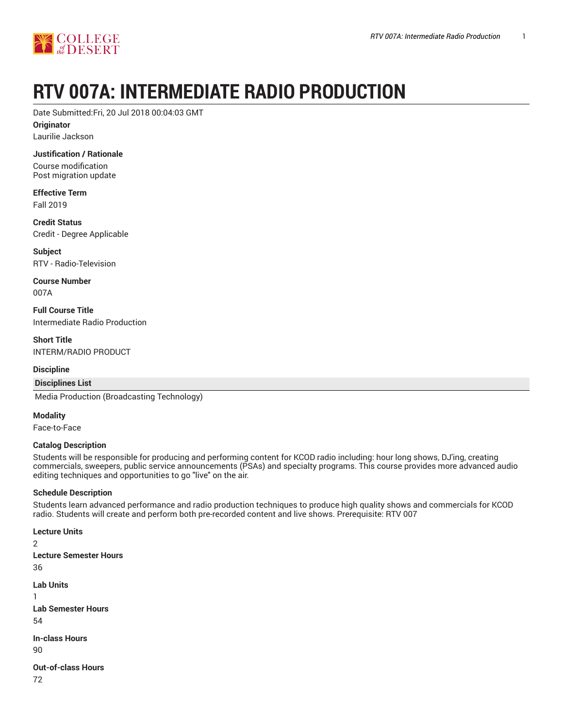# RTV 007A: INTERMEDIATE RADIO PRODUCTION

Date Submitted:Fri, 20 Jul 2018 00:04:03 GMT

**Originator**

Laurilie Jackson

**Justification / Rationale**

Course modification
Post migration update

**Effective Term**

Fall 2019

**Credit Status**

Credit - Degree Applicable

**Subject**

RTV - Radio-Television

**Course Number**

007A

**Full Course Title**

Intermediate Radio Production

**Short Title**

INTERM/RADIO PRODUCT

**Discipline**

| Disciplines List |
|---|
| Media Production (Broadcasting Technology) |

**Modality**

Face-to-Face

**Catalog Description**

Students will be responsible for producing and performing content for KCOD radio including: hour long shows, DJ'ing, creating commercials, sweepers, public service announcements (PSAs) and specialty programs. This course provides more advanced audio editing techniques and opportunities to go "live" on the air.

**Schedule Description**

Students learn advanced performance and radio production techniques to produce high quality shows and commercials for KCOD radio. Students will create and perform both pre-recorded content and live shows. Prerequisite: RTV 007

**Lecture Units**

2

**Lecture Semester Hours**

36

**Lab Units**

1

**Lab Semester Hours**

54

**In-class Hours**

90

**Out-of-class Hours**

72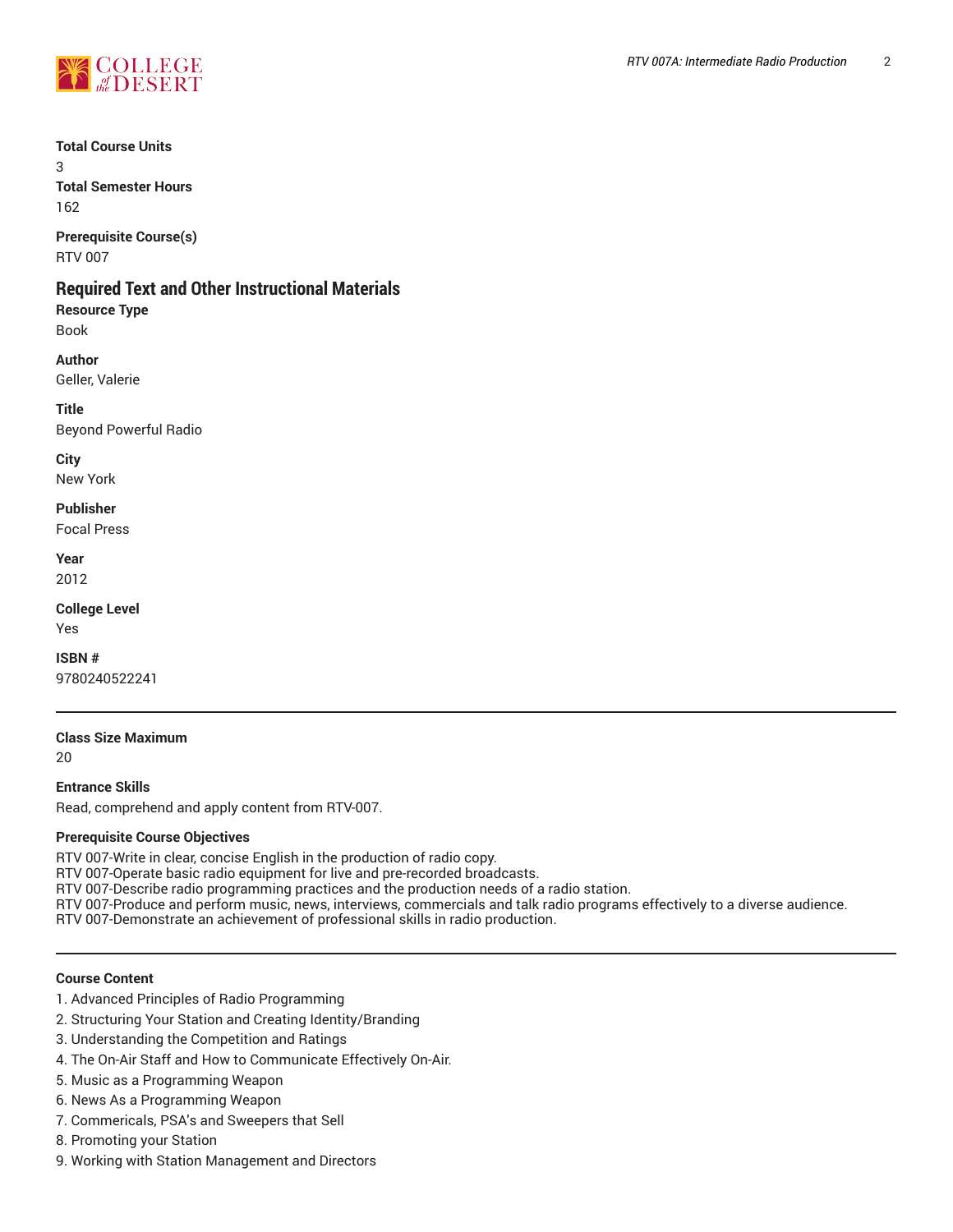**Total Course Units**
3
**Total Semester Hours**
162

**Prerequisite Course(s)**
RTV 007

## Required Text and Other Instructional Materials

**Resource Type**
Book

**Author**
Geller, Valerie

**Title**
Beyond Powerful Radio

**City**
New York

**Publisher**
Focal Press

**Year**
2012

**College Level**
Yes

**ISBN #**
9780240522241

---

**Class Size Maximum**
20

**Entrance Skills**
Read, comprehend and apply content from RTV-007.

**Prerequisite Course Objectives**
RTV 007-Write in clear, concise English in the production of radio copy.
RTV 007-Operate basic radio equipment for live and pre-recorded broadcasts.
RTV 007-Describe radio programming practices and the production needs of a radio station.
RTV 007-Produce and perform music, news, interviews, commercials and talk radio programs effectively to a diverse audience.
RTV 007-Demonstrate an achievement of professional skills in radio production.

---

**Course Content**

1. Advanced Principles of Radio Programming
2. Structuring Your Station and Creating Identity/Branding
3. Understanding the Competition and Ratings
4. The On-Air Staff and How to Communicate Effectively On-Air.
5. Music as a Programming Weapon
6. News As a Programming Weapon
7. Commericals, PSA's and Sweepers that Sell
8. Promoting your Station
9. Working with Station Management and Directors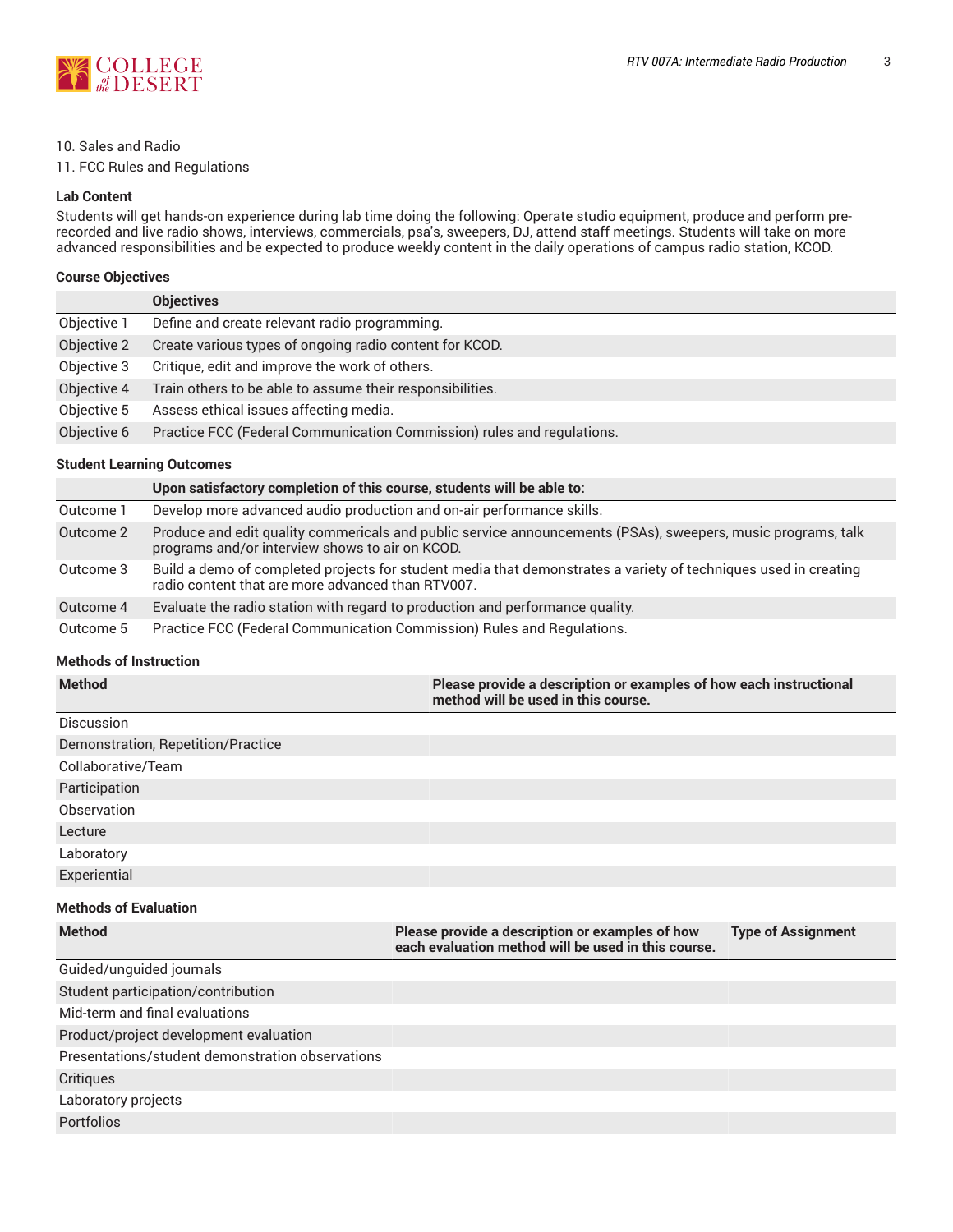10. Sales and Radio
11. FCC Rules and Regulations

### Lab Content

Students will get hands-on experience during lab time doing the following: Operate studio equipment, produce and perform pre-recorded and live radio shows, interviews, commercials, psa's, sweepers, DJ, attend staff meetings. Students will take on more advanced responsibilities and be expected to produce weekly content in the daily operations of campus radio station, KCOD.

### Course Objectives

| | Objectives |
|---|---|
| Objective 1 | Define and create relevant radio programming. |
| Objective 2 | Create various types of ongoing radio content for KCOD. |
| Objective 3 | Critique, edit and improve the work of others. |
| Objective 4 | Train others to be able to assume their responsibilities. |
| Objective 5 | Assess ethical issues affecting media. |
| Objective 6 | Practice FCC (Federal Communication Commission) rules and regulations. |

### Student Learning Outcomes

| | Upon satisfactory completion of this course, students will be able to: |
|---|---|
| Outcome 1 | Develop more advanced audio production and on-air performance skills. |
| Outcome 2 | Produce and edit quality commericals and public service announcements (PSAs), sweepers, music programs, talk programs and/or interview shows to air on KCOD. |
| Outcome 3 | Build a demo of completed projects for student media that demonstrates a variety of techniques used in creating radio content that are more advanced than RTV007. |
| Outcome 4 | Evaluate the radio station with regard to production and performance quality. |
| Outcome 5 | Practice FCC (Federal Communication Commission) Rules and Regulations. |

### Methods of Instruction

| Method | Please provide a description or examples of how each instructional method will be used in this course. |
|---|---|
| Discussion | |
| Demonstration, Repetition/Practice | |
| Collaborative/Team | |
| Participation | |
| Observation | |
| Lecture | |
| Laboratory | |
| Experiential | |

### Methods of Evaluation

| Method | Please provide a description or examples of how each evaluation method will be used in this course. | Type of Assignment |
|---|---|---|
| Guided/unguided journals | | |
| Student participation/contribution | | |
| Mid-term and final evaluations | | |
| Product/project development evaluation | | |
| Presentations/student demonstration observations | | |
| Critiques | | |
| Laboratory projects | | |
| Portfolios | | |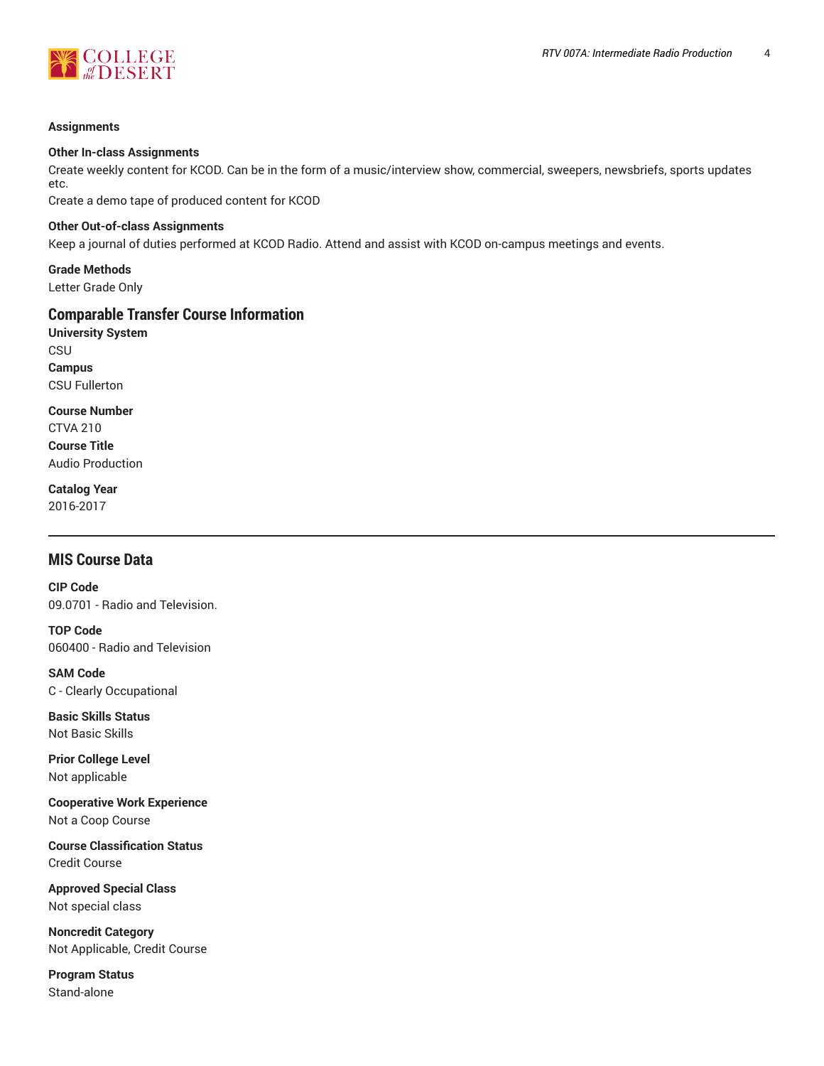**Assignments**

**Other In-class Assignments**

Create weekly content for KCOD. Can be in the form of a music/interview show, commercial, sweepers, newsbriefs, sports updates etc.

Create a demo tape of produced content for KCOD

**Other Out-of-class Assignments**

Keep a journal of duties performed at KCOD Radio. Attend and assist with KCOD on-campus meetings and events.

**Grade Methods**

Letter Grade Only

## Comparable Transfer Course Information

**University System**

CSU

**Campus**

CSU Fullerton

**Course Number**

CTVA 210

**Course Title**

Audio Production

**Catalog Year**

2016-2017

---

## MIS Course Data

**CIP Code**

09.0701 - Radio and Television.

**TOP Code**

060400 - Radio and Television

**SAM Code**

C - Clearly Occupational

**Basic Skills Status**

Not Basic Skills

**Prior College Level**

Not applicable

**Cooperative Work Experience**

Not a Coop Course

**Course Classification Status**

Credit Course

**Approved Special Class**

Not special class

**Noncredit Category**

Not Applicable, Credit Course

**Program Status**

Stand-alone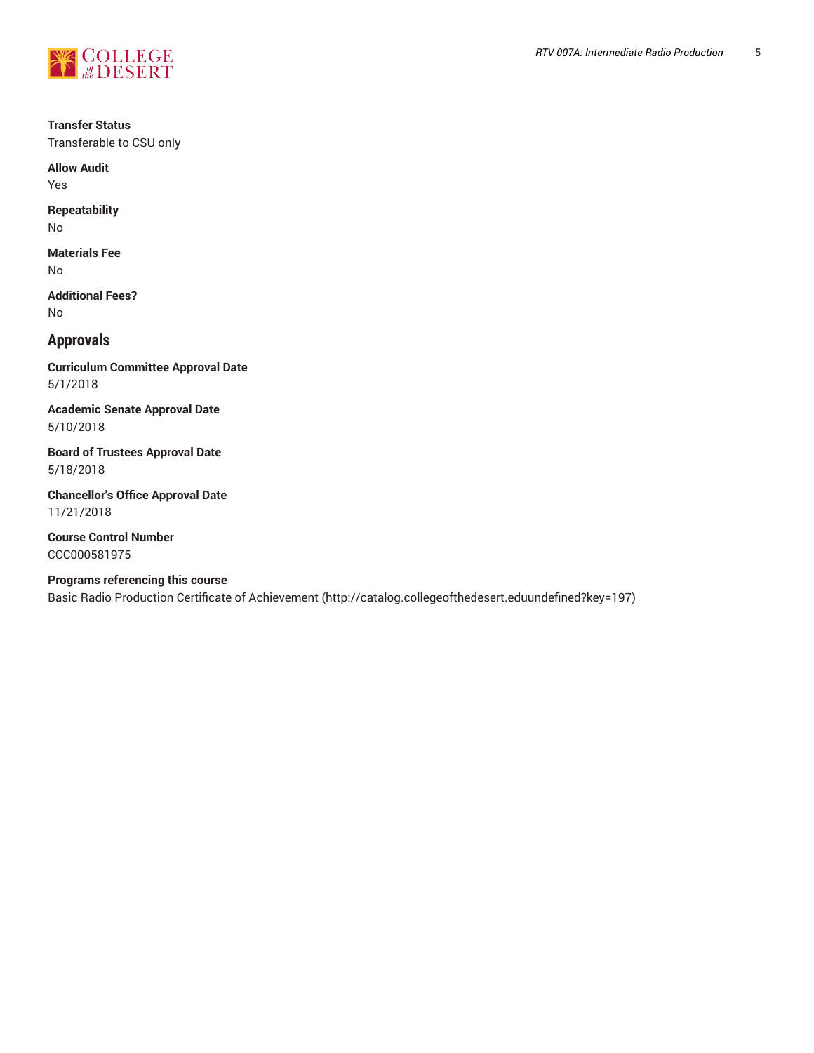**Transfer Status**
Transferable to CSU only

**Allow Audit**
Yes

**Repeatability**
No

**Materials Fee**
No

**Additional Fees?**
No

## Approvals

**Curriculum Committee Approval Date**
5/1/2018

**Academic Senate Approval Date**
5/10/2018

**Board of Trustees Approval Date**
5/18/2018

**Chancellor's Office Approval Date**
11/21/2018

**Course Control Number**
CCC000581975

**Programs referencing this course**
Basic Radio Production Certificate of Achievement (http://catalog.collegeofthedesert.eduundefined?key=197)